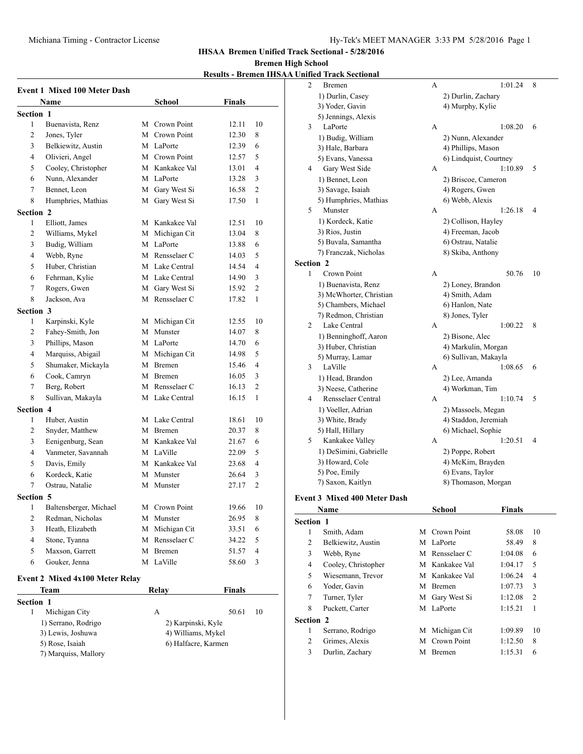# IHSAA Bremen Unified Track Sectional - 5/28/2016

**Bremen High School**

**Results - Bremen IHSAA Unified Track Sectional**

## Event 1 Mixed 100 Meter Dash

| | Name | | School | Finals | |
|---|---|---|---|---|---|
| **Section 1** | | | | | |
| 1 | Buenavista, Renz | M | Crown Point | 12.11 | 10 |
| 2 | Jones, Tyler | M | Crown Point | 12.30 | 8 |
| 3 | Belkiewitz, Austin | M | LaPorte | 12.39 | 6 |
| 4 | Olivieri, Angel | M | Crown Point | 12.57 | 5 |
| 5 | Cooley, Christopher | M | Kankakee Val | 13.01 | 4 |
| 6 | Nunn, Alexander | M | LaPorte | 13.28 | 3 |
| 7 | Bennet, Leon | M | Gary West Si | 16.58 | 2 |
| 8 | Humphries, Mathias | M | Gary West Si | 17.50 | 1 |
| **Section 2** | | | | | |
| 1 | Elliott, James | M | Kankakee Val | 12.51 | 10 |
| 2 | Williams, Mykel | M | Michigan Cit | 13.04 | 8 |
| 3 | Budig, William | M | LaPorte | 13.88 | 6 |
| 4 | Webb, Ryne | M | Rensselaer C | 14.03 | 5 |
| 5 | Huber, Christian | M | Lake Central | 14.54 | 4 |
| 6 | Fehrman, Kylie | M | Lake Central | 14.90 | 3 |
| 7 | Rogers, Gwen | M | Gary West Si | 15.92 | 2 |
| 8 | Jackson, Ava | M | Rensselaer C | 17.82 | 1 |
| **Section 3** | | | | | |
| 1 | Karpinski, Kyle | M | Michigan Cit | 12.55 | 10 |
| 2 | Fahey-Smith, Jon | M | Munster | 14.07 | 8 |
| 3 | Phillips, Mason | M | LaPorte | 14.70 | 6 |
| 4 | Marquiss, Abigail | M | Michigan Cit | 14.98 | 5 |
| 5 | Shumaker, Mickayla | M | Bremen | 15.46 | 4 |
| 6 | Cook, Camryn | M | Bremen | 16.05 | 3 |
| 7 | Berg, Robert | M | Rensselaer C | 16.13 | 2 |
| 8 | Sullivan, Makayla | M | Lake Central | 16.15 | 1 |
| **Section 4** | | | | | |
| 1 | Huber, Austin | M | Lake Central | 18.61 | 10 |
| 2 | Snyder, Matthew | M | Bremen | 20.37 | 8 |
| 3 | Eenigenburg, Sean | M | Kankakee Val | 21.67 | 6 |
| 4 | Vanmeter, Savannah | M | LaVille | 22.09 | 5 |
| 5 | Davis, Emily | M | Kankakee Val | 23.68 | 4 |
| 6 | Kordeck, Katie | M | Munster | 26.64 | 3 |
| 7 | Ostrau, Natalie | M | Munster | 27.17 | 2 |
| **Section 5** | | | | | |
| 1 | Baltensberger, Michael | M | Crown Point | 19.66 | 10 |
| 2 | Redman, Nicholas | M | Munster | 26.95 | 8 |
| 3 | Heath, Elizabeth | M | Michigan Cit | 33.51 | 6 |
| 4 | Stone, Tyanna | M | Rensselaer C | 34.22 | 5 |
| 5 | Maxson, Garrett | M | Bremen | 51.57 | 4 |
| 6 | Gouker, Jenna | M | LaVille | 58.60 | 3 |

## Event 2 Mixed 4x100 Meter Relay

| | Team | Relay | Finals | |
|---|---|---|---|---|
| **Section 1** | | | | |
| 1 | Michigan City | A | 50.61 | 10 |
| | 1) Serrano, Rodrigo; 2) Karpinski, Kyle; 3) Lewis, Joshuwa; 4) Williams, Mykel; 5) Rose, Isaiah; 6) Halfacre, Karmen; 7) Marquiss, Mallory | | | |
| 2 | Bremen | A | 1:01.24 | 8 |
| | 1) Durlin, Casey; 2) Durlin, Zachary; 3) Yoder, Gavin; 4) Murphy, Kylie; 5) Jennings, Alexis | | | |
| 3 | LaPorte | A | 1:08.20 | 6 |
| | 1) Budig, William; 2) Nunn, Alexander; 3) Hale, Barbara; 4) Phillips, Mason; 5) Evans, Vanessa; 6) Lindquist, Courtney | | | |
| 4 | Gary West Side | A | 1:10.89 | 5 |
| | 1) Bennet, Leon; 2) Briscoe, Cameron; 3) Savage, Isaiah; 4) Rogers, Gwen; 5) Humphries, Mathias; 6) Webb, Alexis | | | |
| 5 | Munster | A | 1:26.18 | 4 |
| | 1) Kordeck, Katie; 2) Collison, Hayley; 3) Rios, Justin; 4) Freeman, Jacob; 5) Buvala, Samantha; 6) Ostrau, Natalie; 7) Franczak, Nicholas; 8) Skiba, Anthony | | | |
| **Section 2** | | | | |
| 1 | Crown Point | A | 50.76 | 10 |
| | 1) Buenavista, Renz; 2) Loney, Brandon; 3) McWhorter, Christian; 4) Smith, Adam; 5) Chambers, Michael; 6) Hanlon, Nate; 7) Redmon, Christian; 8) Jones, Tyler | | | |
| 2 | Lake Central | A | 1:00.22 | 8 |
| | 1) Benninghoff, Aaron; 2) Bisone, Alec; 3) Huber, Christian; 4) Markulin, Morgan; 5) Murray, Lamar; 6) Sullivan, Makayla | | | |
| 3 | LaVille | A | 1:08.65 | 6 |
| | 1) Head, Brandon; 2) Lee, Amanda; 3) Neese, Catherine; 4) Workman, Tim | | | |
| 4 | Rensselaer Central | A | 1:10.74 | 5 |
| | 1) Voeller, Adrian; 2) Massoels, Megan; 3) White, Brady; 4) Staddon, Jeremiah; 5) Hall, Hillary; 6) Michael, Sophie | | | |
| 5 | Kankakee Valley | A | 1:20.51 | 4 |
| | 1) DeSimini, Gabrielle; 2) Poppe, Robert; 3) Howard, Cole; 4) McKim, Brayden; 5) Poe, Emily; 6) Evans, Taylor; 7) Saxon, Kaitlyn; 8) Thomason, Morgan | | | |

## Event 3 Mixed 400 Meter Dash

| | Name | | School | Finals | |
|---|---|---|---|---|---|
| **Section 1** | | | | | |
| 1 | Smith, Adam | M | Crown Point | 58.08 | 10 |
| 2 | Belkiewitz, Austin | M | LaPorte | 58.49 | 8 |
| 3 | Webb, Ryne | M | Rensselaer C | 1:04.08 | 6 |
| 4 | Cooley, Christopher | M | Kankakee Val | 1:04.17 | 5 |
| 5 | Wiesemann, Trevor | M | Kankakee Val | 1:06.24 | 4 |
| 6 | Yoder, Gavin | M | Bremen | 1:07.73 | 3 |
| 7 | Turner, Tyler | M | Gary West Si | 1:12.08 | 2 |
| 8 | Puckett, Carter | M | LaPorte | 1:15.21 | 1 |
| **Section 2** | | | | | |
| 1 | Serrano, Rodrigo | M | Michigan Cit | 1:09.89 | 10 |
| 2 | Grimes, Alexis | M | Crown Point | 1:12.50 | 8 |
| 3 | Durlin, Zachary | M | Bremen | 1:15.31 | 6 |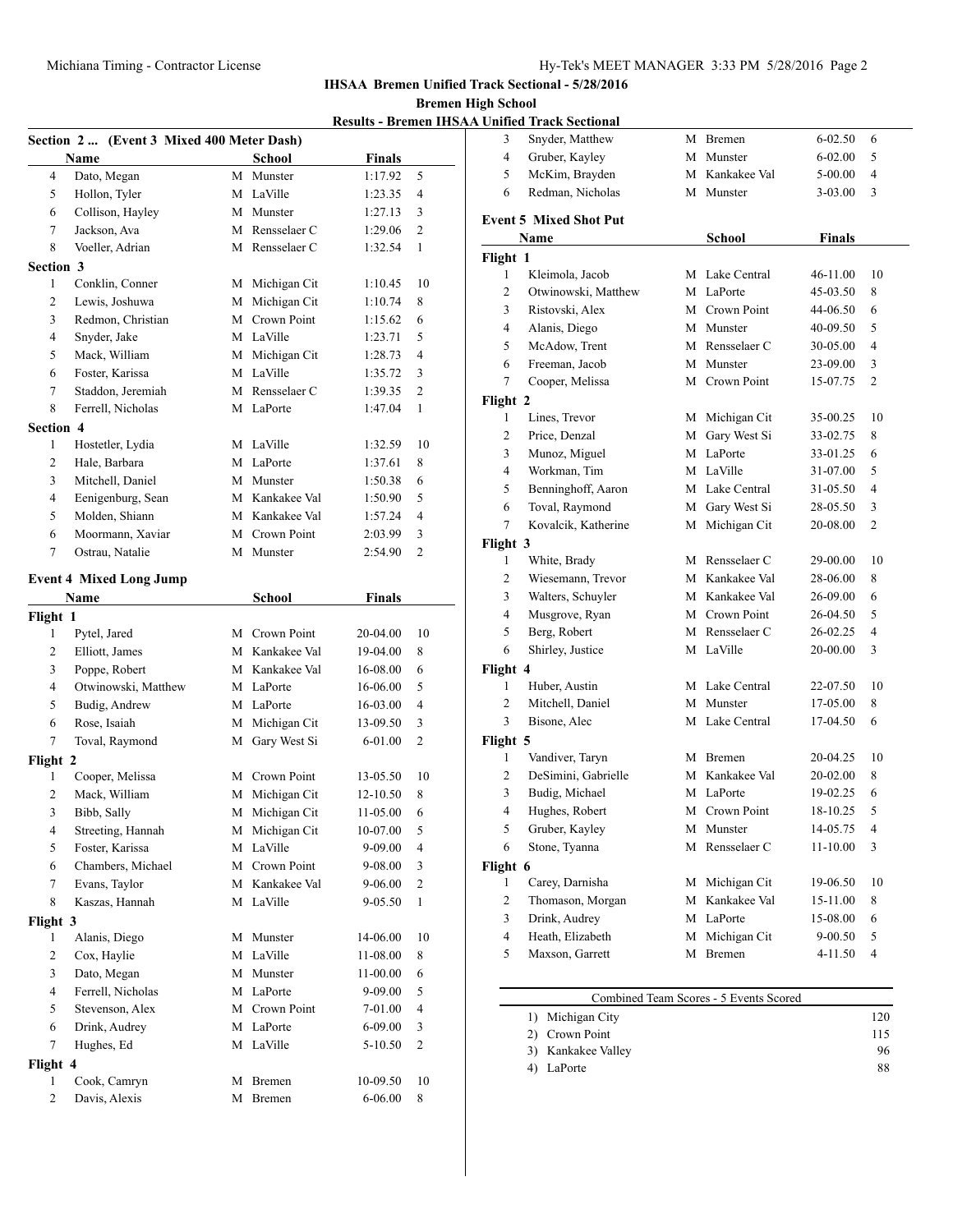**IHSAA Bremen Unified Track Sectional - 5/28/2016**

**Bremen High School**

**Results - Bremen IHSAA Unified Track Sectional**

### Section 2 ... (Event 3 Mixed 400 Meter Dash)

| | Name | | School | Finals | |
|---|---|---|---|---|---|
| 4 | Dato, Megan | M | Munster | 1:17.92 | 5 |
| 5 | Hollon, Tyler | M | LaVille | 1:23.35 | 4 |
| 6 | Collison, Hayley | M | Munster | 1:27.13 | 3 |
| 7 | Jackson, Ava | M | Rensselaer C | 1:29.06 | 2 |
| 8 | Voeller, Adrian | M | Rensselaer C | 1:32.54 | 1 |
| **Section 3** | | | | | |
| 1 | Conklin, Conner | M | Michigan Cit | 1:10.45 | 10 |
| 2 | Lewis, Joshuwa | M | Michigan Cit | 1:10.74 | 8 |
| 3 | Redmon, Christian | M | Crown Point | 1:15.62 | 6 |
| 4 | Snyder, Jake | M | LaVille | 1:23.71 | 5 |
| 5 | Mack, William | M | Michigan Cit | 1:28.73 | 4 |
| 6 | Foster, Karissa | M | LaVille | 1:35.72 | 3 |
| 7 | Staddon, Jeremiah | M | Rensselaer C | 1:39.35 | 2 |
| 8 | Ferrell, Nicholas | M | LaPorte | 1:47.04 | 1 |
| **Section 4** | | | | | |
| 1 | Hostetler, Lydia | M | LaVille | 1:32.59 | 10 |
| 2 | Hale, Barbara | M | LaPorte | 1:37.61 | 8 |
| 3 | Mitchell, Daniel | M | Munster | 1:50.38 | 6 |
| 4 | Eenigenburg, Sean | M | Kankakee Val | 1:50.90 | 5 |
| 5 | Molden, Shiann | M | Kankakee Val | 1:57.24 | 4 |
| 6 | Moormann, Xaviar | M | Crown Point | 2:03.99 | 3 |
| 7 | Ostrau, Natalie | M | Munster | 2:54.90 | 2 |

### Event 4 Mixed Long Jump

| | Name | | School | Finals | |
|---|---|---|---|---|---|
| **Flight 1** | | | | | |
| 1 | Pytel, Jared | M | Crown Point | 20-04.00 | 10 |
| 2 | Elliott, James | M | Kankakee Val | 19-04.00 | 8 |
| 3 | Poppe, Robert | M | Kankakee Val | 16-08.00 | 6 |
| 4 | Otwinowski, Matthew | M | LaPorte | 16-06.00 | 5 |
| 5 | Budig, Andrew | M | LaPorte | 16-03.00 | 4 |
| 6 | Rose, Isaiah | M | Michigan Cit | 13-09.50 | 3 |
| 7 | Toval, Raymond | M | Gary West Si | 6-01.00 | 2 |
| **Flight 2** | | | | | |
| 1 | Cooper, Melissa | M | Crown Point | 13-05.50 | 10 |
| 2 | Mack, William | M | Michigan Cit | 12-10.50 | 8 |
| 3 | Bibb, Sally | M | Michigan Cit | 11-05.00 | 6 |
| 4 | Streeting, Hannah | M | Michigan Cit | 10-07.00 | 5 |
| 5 | Foster, Karissa | M | LaVille | 9-09.00 | 4 |
| 6 | Chambers, Michael | M | Crown Point | 9-08.00 | 3 |
| 7 | Evans, Taylor | M | Kankakee Val | 9-06.00 | 2 |
| 8 | Kaszas, Hannah | M | LaVille | 9-05.50 | 1 |
| **Flight 3** | | | | | |
| 1 | Alanis, Diego | M | Munster | 14-06.00 | 10 |
| 2 | Cox, Haylie | M | LaVille | 11-08.00 | 8 |
| 3 | Dato, Megan | M | Munster | 11-00.00 | 6 |
| 4 | Ferrell, Nicholas | M | LaPorte | 9-09.00 | 5 |
| 5 | Stevenson, Alex | M | Crown Point | 7-01.00 | 4 |
| 6 | Drink, Audrey | M | LaPorte | 6-09.00 | 3 |
| 7 | Hughes, Ed | M | LaVille | 5-10.50 | 2 |
| **Flight 4** | | | | | |
| 1 | Cook, Camryn | M | Bremen | 10-09.50 | 10 |
| 2 | Davis, Alexis | M | Bremen | 6-06.00 | 8 |
| 3 | Snyder, Matthew | M | Bremen | 6-02.50 | 6 |
| 4 | Gruber, Kayley | M | Munster | 6-02.00 | 5 |
| 5 | McKim, Brayden | M | Kankakee Val | 5-00.00 | 4 |
| 6 | Redman, Nicholas | M | Munster | 3-03.00 | 3 |

### Event 5 Mixed Shot Put

| | Name | | School | Finals | |
|---|---|---|---|---|---|
| **Flight 1** | | | | | |
| 1 | Kleimola, Jacob | M | Lake Central | 46-11.00 | 10 |
| 2 | Otwinowski, Matthew | M | LaPorte | 45-03.50 | 8 |
| 3 | Ristovski, Alex | M | Crown Point | 44-06.50 | 6 |
| 4 | Alanis, Diego | M | Munster | 40-09.50 | 5 |
| 5 | McAdow, Trent | M | Rensselaer C | 30-05.00 | 4 |
| 6 | Freeman, Jacob | M | Munster | 23-09.00 | 3 |
| 7 | Cooper, Melissa | M | Crown Point | 15-07.75 | 2 |
| **Flight 2** | | | | | |
| 1 | Lines, Trevor | M | Michigan Cit | 35-00.25 | 10 |
| 2 | Price, Denzal | M | Gary West Si | 33-02.75 | 8 |
| 3 | Munoz, Miguel | M | LaPorte | 33-01.25 | 6 |
| 4 | Workman, Tim | M | LaVille | 31-07.00 | 5 |
| 5 | Benninghoff, Aaron | M | Lake Central | 31-05.50 | 4 |
| 6 | Toval, Raymond | M | Gary West Si | 28-05.50 | 3 |
| 7 | Kovalcik, Katherine | M | Michigan Cit | 20-08.00 | 2 |
| **Flight 3** | | | | | |
| 1 | White, Brady | M | Rensselaer C | 29-00.00 | 10 |
| 2 | Wiesemann, Trevor | M | Kankakee Val | 28-06.00 | 8 |
| 3 | Walters, Schuyler | M | Kankakee Val | 26-09.00 | 6 |
| 4 | Musgrove, Ryan | M | Crown Point | 26-04.50 | 5 |
| 5 | Berg, Robert | M | Rensselaer C | 26-02.25 | 4 |
| 6 | Shirley, Justice | M | LaVille | 20-00.00 | 3 |
| **Flight 4** | | | | | |
| 1 | Huber, Austin | M | Lake Central | 22-07.50 | 10 |
| 2 | Mitchell, Daniel | M | Munster | 17-05.00 | 8 |
| 3 | Bisone, Alec | M | Lake Central | 17-04.50 | 6 |
| **Flight 5** | | | | | |
| 1 | Vandiver, Taryn | M | Bremen | 20-04.25 | 10 |
| 2 | DeSimini, Gabrielle | M | Kankakee Val | 20-02.00 | 8 |
| 3 | Budig, Michael | M | LaPorte | 19-02.25 | 6 |
| 4 | Hughes, Robert | M | Crown Point | 18-10.25 | 5 |
| 5 | Gruber, Kayley | M | Munster | 14-05.75 | 4 |
| 6 | Stone, Tyanna | M | Rensselaer C | 11-10.00 | 3 |
| **Flight 6** | | | | | |
| 1 | Carey, Darnisha | M | Michigan Cit | 19-06.50 | 10 |
| 2 | Thomason, Morgan | M | Kankakee Val | 15-11.00 | 8 |
| 3 | Drink, Audrey | M | LaPorte | 15-08.00 | 6 |
| 4 | Heath, Elizabeth | M | Michigan Cit | 9-00.50 | 5 |
| 5 | Maxson, Garrett | M | Bremen | 4-11.50 | 4 |

| Combined Team Scores - 5 Events Scored | |
|---|---|
| 1) Michigan City | 120 |
| 2) Crown Point | 115 |
| 3) Kankakee Valley | 96 |
| 4) LaPorte | 88 |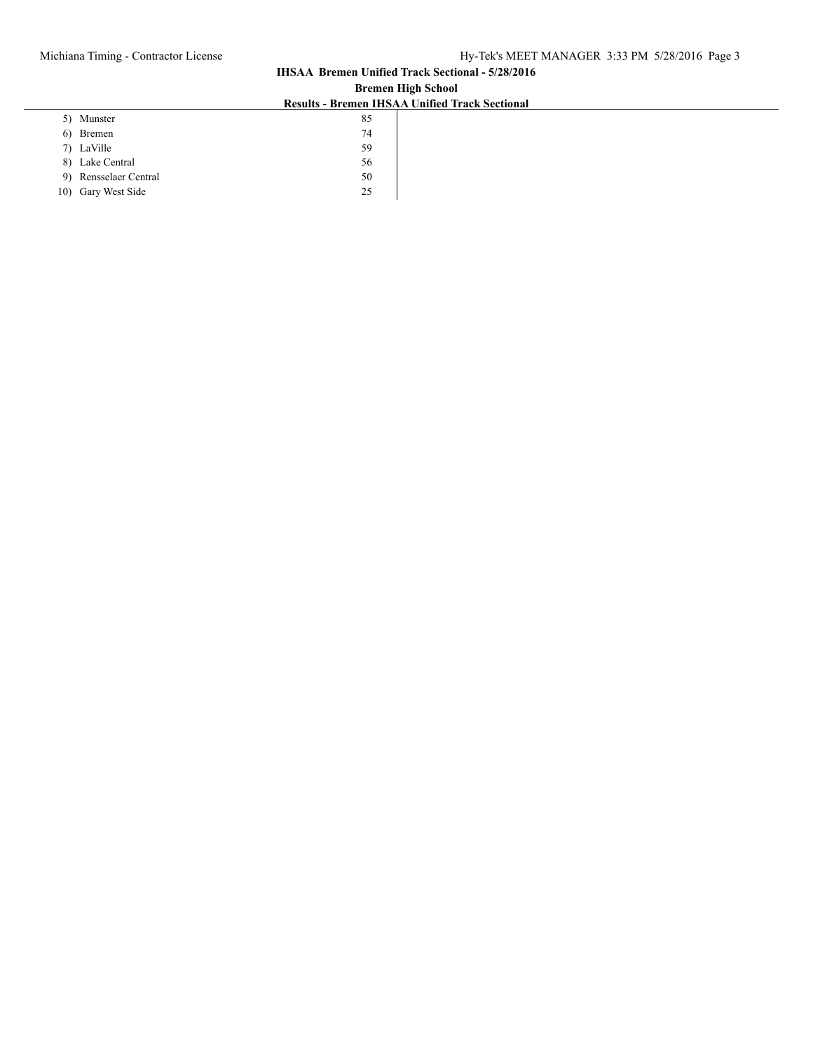| | |
|---|---|
| 5) Munster | 85 |
| 6) Bremen | 74 |
| 7) LaVille | 59 |
| 8) Lake Central | 56 |
| 9) Rensselaer Central | 50 |
| 10) Gary West Side | 25 |